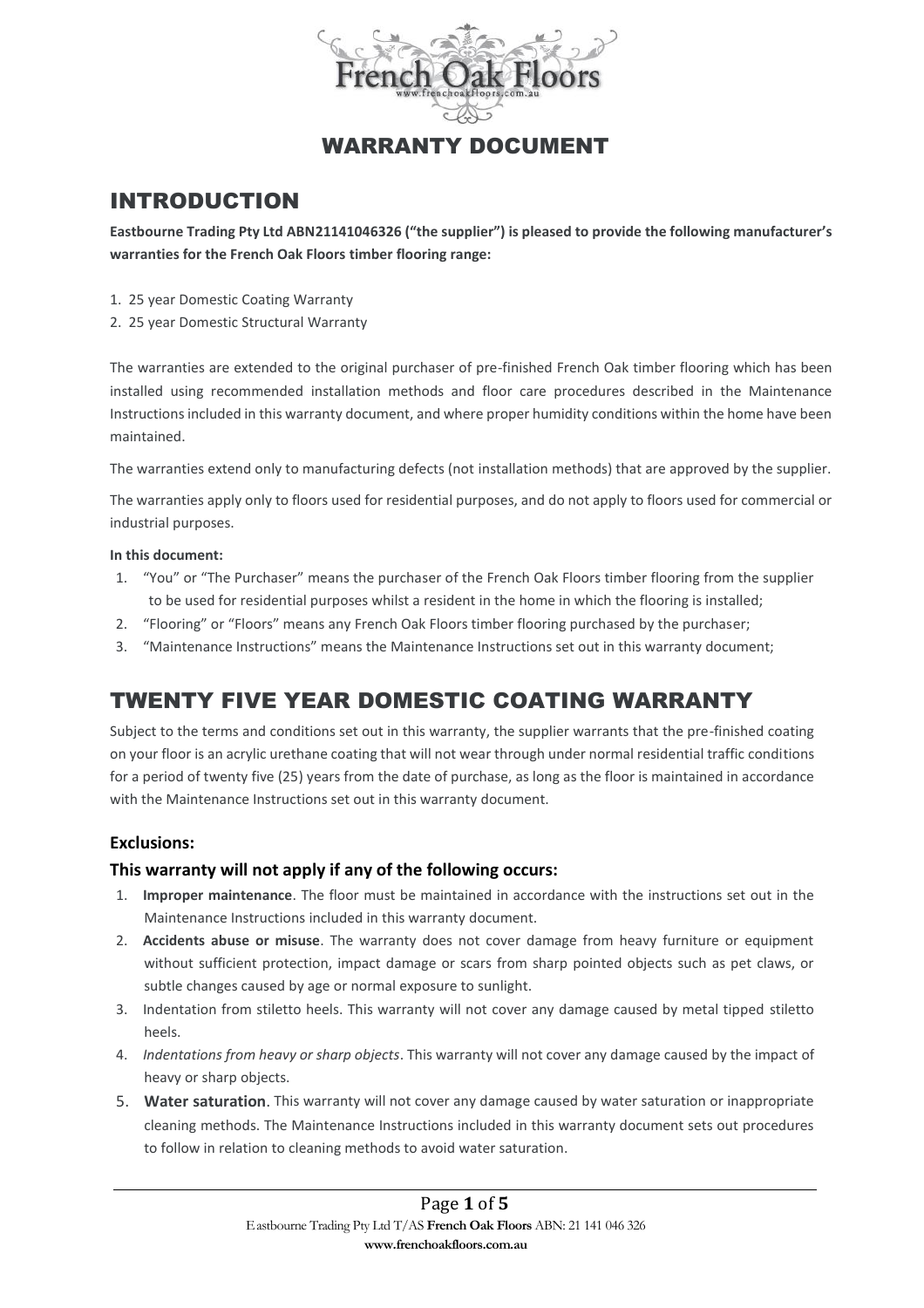# WARRANTY DOCUMENT

## INTRODUCTION

**Eastbourne Trading Pty Ltd ABN21141046326 ("the supplier") is pleased to provide the following manufacturer's warranties for the French Oak Floors timber flooring range:**

1. 25 year Domestic Coating Warranty
2. 25 year Domestic Structural Warranty

The warranties are extended to the original purchaser of pre-finished French Oak timber flooring which has been installed using recommended installation methods and floor care procedures described in the Maintenance Instructions included in this warranty document, and where proper humidity conditions within the home have been maintained.

The warranties extend only to manufacturing defects (not installation methods) that are approved by the supplier.

The warranties apply only to floors used for residential purposes, and do not apply to floors used for commercial or industrial purposes.

**In this document:**

1. "You" or "The Purchaser" means the purchaser of the French Oak Floors timber flooring from the supplier to be used for residential purposes whilst a resident in the home in which the flooring is installed;
2. "Flooring" or "Floors" means any French Oak Floors timber flooring purchased by the purchaser;
3. "Maintenance Instructions" means the Maintenance Instructions set out in this warranty document;

## TWENTY FIVE YEAR DOMESTIC COATING WARRANTY

Subject to the terms and conditions set out in this warranty, the supplier warrants that the pre-finished coating on your floor is an acrylic urethane coating that will not wear through under normal residential traffic conditions for a period of twenty five (25) years from the date of purchase, as long as the floor is maintained in accordance with the Maintenance Instructions set out in this warranty document.

### Exclusions:

### This warranty will not apply if any of the following occurs:

1. **Improper maintenance**. The floor must be maintained in accordance with the instructions set out in the Maintenance Instructions included in this warranty document.
2. **Accidents abuse or misuse**. The warranty does not cover damage from heavy furniture or equipment without sufficient protection, impact damage or scars from sharp pointed objects such as pet claws, or subtle changes caused by age or normal exposure to sunlight.
3. Indentation from stiletto heels. This warranty will not cover any damage caused by metal tipped stiletto heels.
4. *Indentations from heavy or sharp objects*. This warranty will not cover any damage caused by the impact of heavy or sharp objects.
5. **Water saturation**. This warranty will not cover any damage caused by water saturation or inappropriate cleaning methods. The Maintenance Instructions included in this warranty document sets out procedures to follow in relation to cleaning methods to avoid water saturation.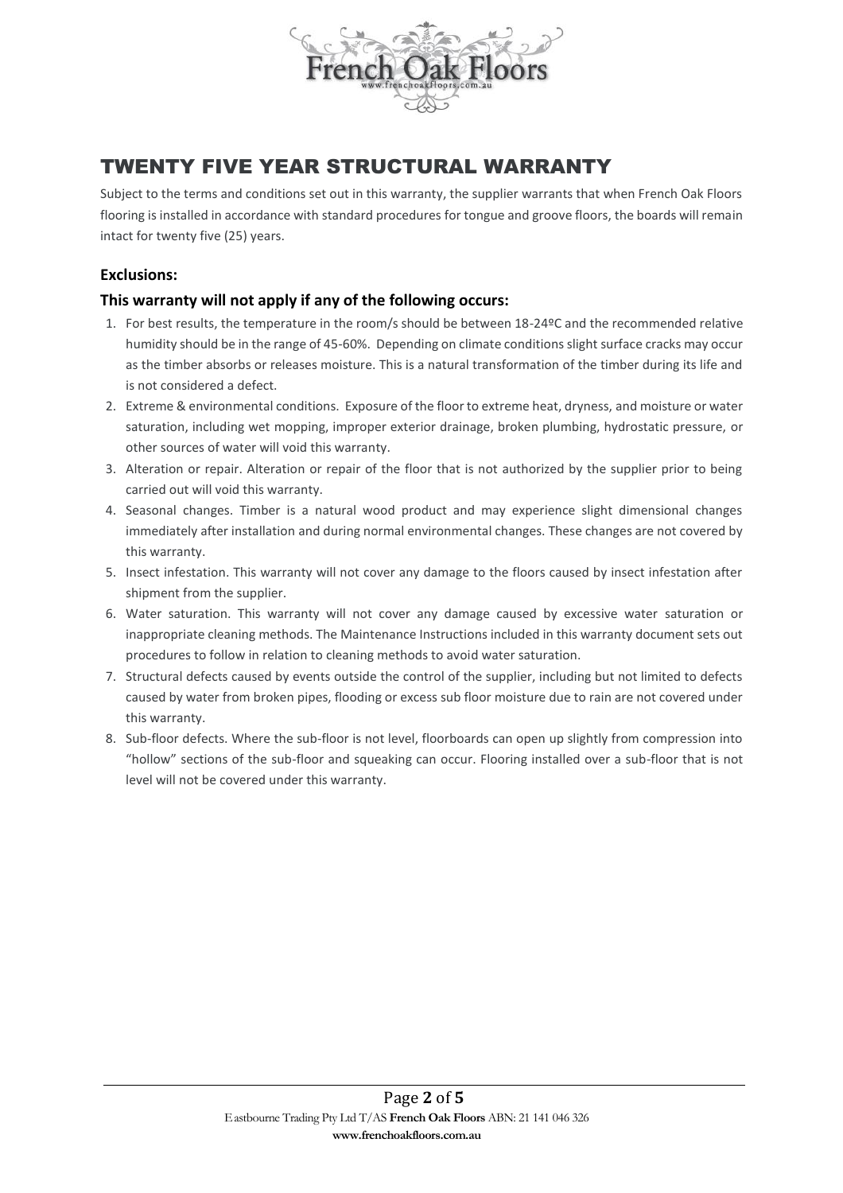# TWENTY FIVE YEAR STRUCTURAL WARRANTY

Subject to the terms and conditions set out in this warranty, the supplier warrants that when French Oak Floors flooring is installed in accordance with standard procedures for tongue and groove floors, the boards will remain intact for twenty five (25) years.

### Exclusions:

### This warranty will not apply if any of the following occurs:

1. For best results, the temperature in the room/s should be between 18-24ºC and the recommended relative humidity should be in the range of 45-60%. Depending on climate conditions slight surface cracks may occur as the timber absorbs or releases moisture. This is a natural transformation of the timber during its life and is not considered a defect.
2. Extreme & environmental conditions. Exposure of the floor to extreme heat, dryness, and moisture or water saturation, including wet mopping, improper exterior drainage, broken plumbing, hydrostatic pressure, or other sources of water will void this warranty.
3. Alteration or repair. Alteration or repair of the floor that is not authorized by the supplier prior to being carried out will void this warranty.
4. Seasonal changes. Timber is a natural wood product and may experience slight dimensional changes immediately after installation and during normal environmental changes. These changes are not covered by this warranty.
5. Insect infestation. This warranty will not cover any damage to the floors caused by insect infestation after shipment from the supplier.
6. Water saturation. This warranty will not cover any damage caused by excessive water saturation or inappropriate cleaning methods. The Maintenance Instructions included in this warranty document sets out procedures to follow in relation to cleaning methods to avoid water saturation.
7. Structural defects caused by events outside the control of the supplier, including but not limited to defects caused by water from broken pipes, flooding or excess sub floor moisture due to rain are not covered under this warranty.
8. Sub-floor defects. Where the sub-floor is not level, floorboards can open up slightly from compression into "hollow" sections of the sub-floor and squeaking can occur. Flooring installed over a sub-floor that is not level will not be covered under this warranty.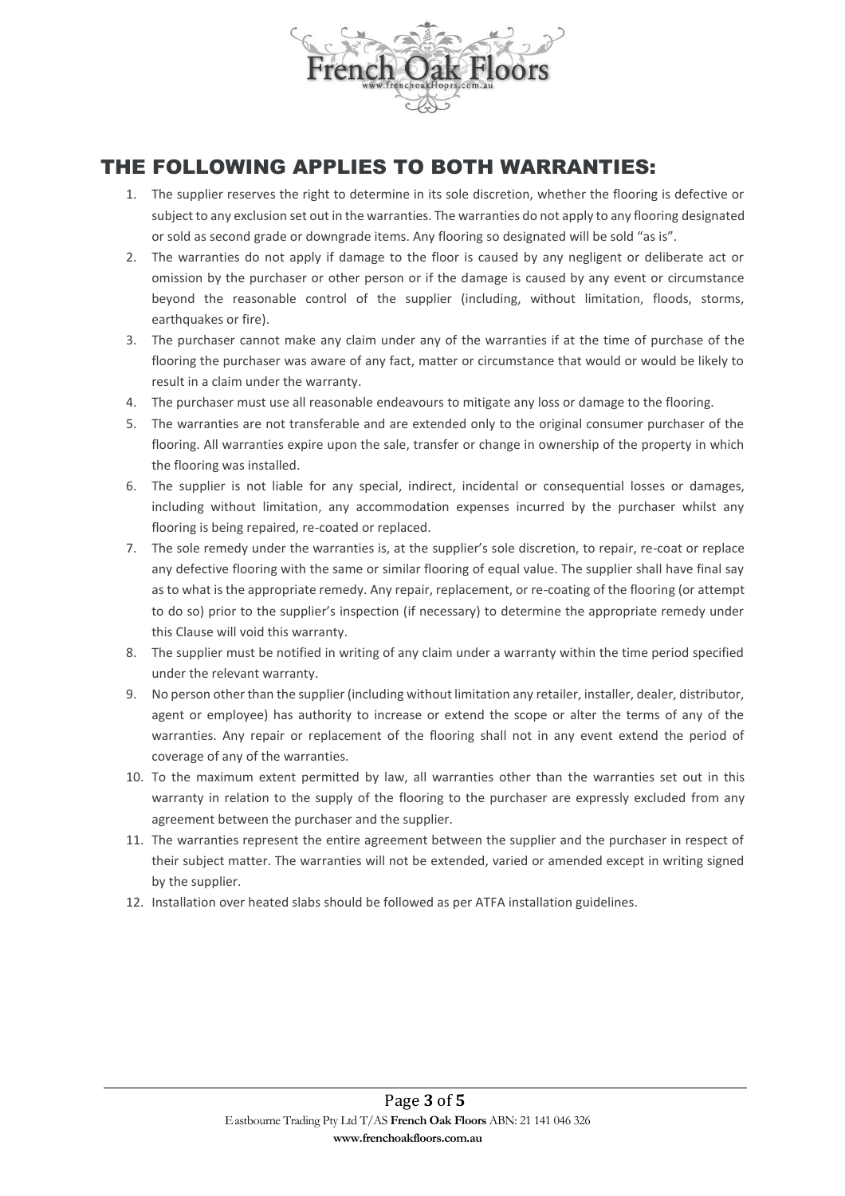## THE FOLLOWING APPLIES TO BOTH WARRANTIES:

1. The supplier reserves the right to determine in its sole discretion, whether the flooring is defective or subject to any exclusion set out in the warranties. The warranties do not apply to any flooring designated or sold as second grade or downgrade items. Any flooring so designated will be sold "as is".
2. The warranties do not apply if damage to the floor is caused by any negligent or deliberate act or omission by the purchaser or other person or if the damage is caused by any event or circumstance beyond the reasonable control of the supplier (including, without limitation, floods, storms, earthquakes or fire).
3. The purchaser cannot make any claim under any of the warranties if at the time of purchase of the flooring the purchaser was aware of any fact, matter or circumstance that would or would be likely to result in a claim under the warranty.
4. The purchaser must use all reasonable endeavours to mitigate any loss or damage to the flooring.
5. The warranties are not transferable and are extended only to the original consumer purchaser of the flooring. All warranties expire upon the sale, transfer or change in ownership of the property in which the flooring was installed.
6. The supplier is not liable for any special, indirect, incidental or consequential losses or damages, including without limitation, any accommodation expenses incurred by the purchaser whilst any flooring is being repaired, re-coated or replaced.
7. The sole remedy under the warranties is, at the supplier's sole discretion, to repair, re-coat or replace any defective flooring with the same or similar flooring of equal value. The supplier shall have final say as to what is the appropriate remedy. Any repair, replacement, or re-coating of the flooring (or attempt to do so) prior to the supplier's inspection (if necessary) to determine the appropriate remedy under this Clause will void this warranty.
8. The supplier must be notified in writing of any claim under a warranty within the time period specified under the relevant warranty.
9. No person other than the supplier (including without limitation any retailer, installer, dealer, distributor, agent or employee) has authority to increase or extend the scope or alter the terms of any of the warranties. Any repair or replacement of the flooring shall not in any event extend the period of coverage of any of the warranties.
10. To the maximum extent permitted by law, all warranties other than the warranties set out in this warranty in relation to the supply of the flooring to the purchaser are expressly excluded from any agreement between the purchaser and the supplier.
11. The warranties represent the entire agreement between the supplier and the purchaser in respect of their subject matter. The warranties will not be extended, varied or amended except in writing signed by the supplier.
12. Installation over heated slabs should be followed as per ATFA installation guidelines.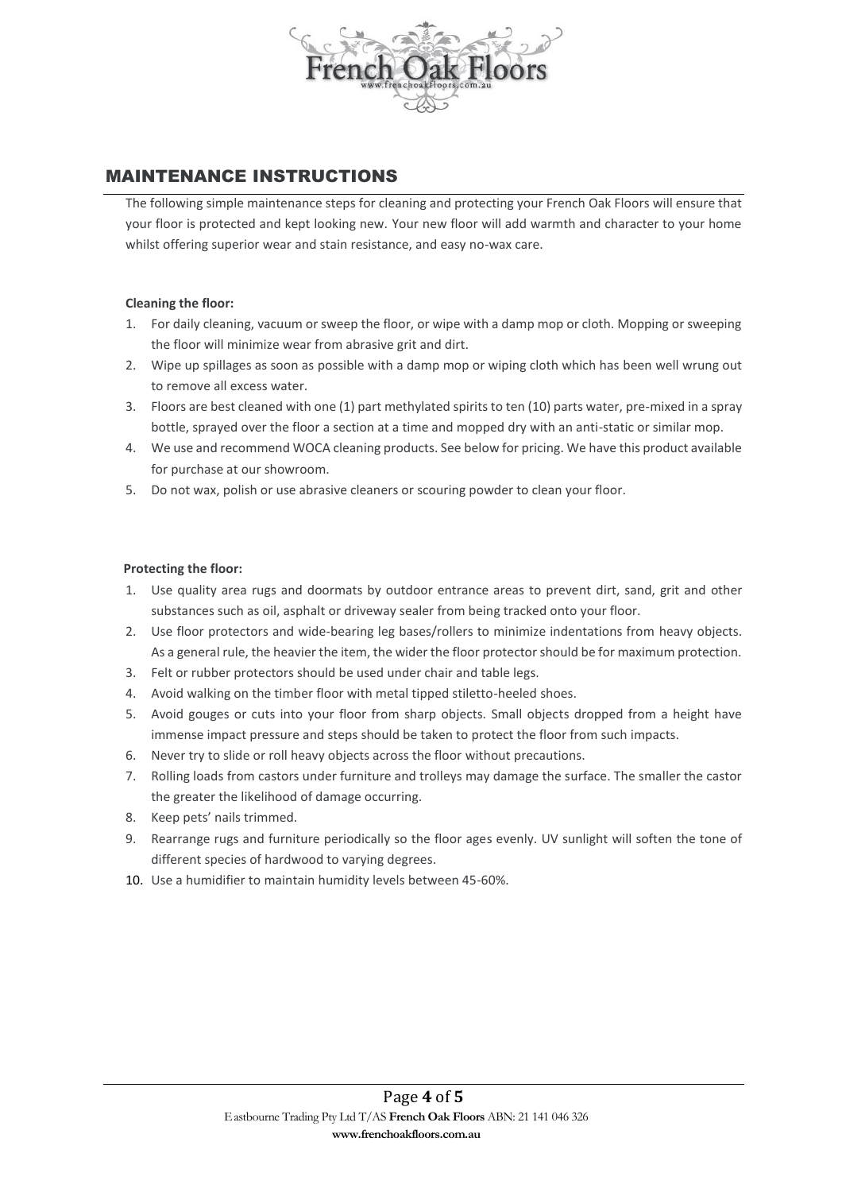## MAINTENANCE INSTRUCTIONS

The following simple maintenance steps for cleaning and protecting your French Oak Floors will ensure that your floor is protected and kept looking new. Your new floor will add warmth and character to your home whilst offering superior wear and stain resistance, and easy no-wax care.

**Cleaning the floor:**

1. For daily cleaning, vacuum or sweep the floor, or wipe with a damp mop or cloth. Mopping or sweeping the floor will minimize wear from abrasive grit and dirt.
2. Wipe up spillages as soon as possible with a damp mop or wiping cloth which has been well wrung out to remove all excess water.
3. Floors are best cleaned with one (1) part methylated spirits to ten (10) parts water, pre-mixed in a spray bottle, sprayed over the floor a section at a time and mopped dry with an anti-static or similar mop.
4. We use and recommend WOCA cleaning products. See below for pricing. We have this product available for purchase at our showroom.
5. Do not wax, polish or use abrasive cleaners or scouring powder to clean your floor.

**Protecting the floor:**

1. Use quality area rugs and doormats by outdoor entrance areas to prevent dirt, sand, grit and other substances such as oil, asphalt or driveway sealer from being tracked onto your floor.
2. Use floor protectors and wide-bearing leg bases/rollers to minimize indentations from heavy objects. As a general rule, the heavier the item, the wider the floor protector should be for maximum protection.
3. Felt or rubber protectors should be used under chair and table legs.
4. Avoid walking on the timber floor with metal tipped stiletto-heeled shoes.
5. Avoid gouges or cuts into your floor from sharp objects. Small objects dropped from a height have immense impact pressure and steps should be taken to protect the floor from such impacts.
6. Never try to slide or roll heavy objects across the floor without precautions.
7. Rolling loads from castors under furniture and trolleys may damage the surface. The smaller the castor the greater the likelihood of damage occurring.
8. Keep pets' nails trimmed.
9. Rearrange rugs and furniture periodically so the floor ages evenly. UV sunlight will soften the tone of different species of hardwood to varying degrees.
10. Use a humidifier to maintain humidity levels between 45-60%.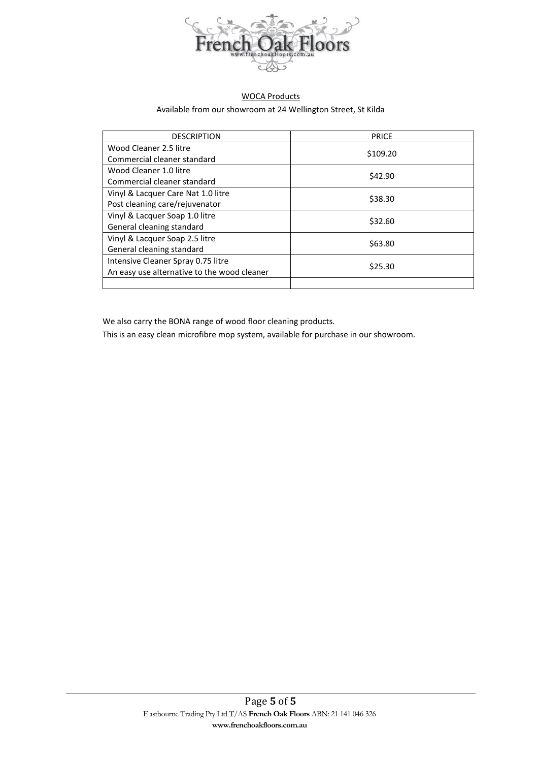French Oak Floors
www.frenchoakfloors.com.au

WOCA Products

Available from our showroom at 24 Wellington Street, St Kilda

| DESCRIPTION | PRICE |
|---|---|
| Wood Cleaner 2.5 litre<br>Commercial cleaner standard | $109.20 |
| Wood Cleaner 1.0 litre<br>Commercial cleaner standard | $42.90 |
| Vinyl & Lacquer Care Nat 1.0 litre<br>Post cleaning care/rejuvenator | $38.30 |
| Vinyl & Lacquer Soap 1.0 litre<br>General cleaning standard | $32.60 |
| Vinyl & Lacquer Soap 2.5 litre<br>General cleaning standard | $63.80 |
| Intensive Cleaner Spray 0.75 litre<br>An easy use alternative to the wood cleaner | $25.30 |
| | |

We also carry the BONA range of wood floor cleaning products.

This is an easy clean microfibre mop system, available for purchase in our showroom.

Eastbourne Trading Pty Ltd T/AS **French Oak Floors** ABN: 21 141 046 326

**www.frenchoakfloors.com.au**